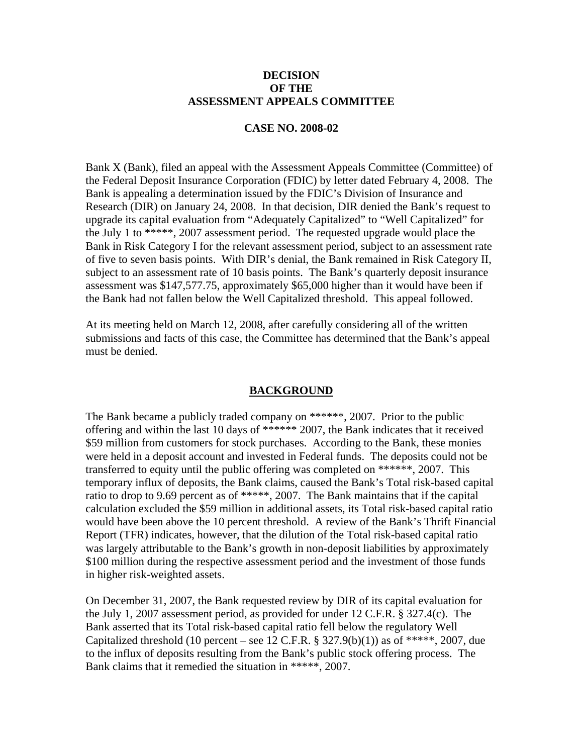# DECISION
# OF THE
# ASSESSMENT APPEALS COMMITTEE

## CASE NO. 2008-02

Bank X (Bank), filed an appeal with the Assessment Appeals Committee (Committee) of the Federal Deposit Insurance Corporation (FDIC) by letter dated February 4, 2008. The Bank is appealing a determination issued by the FDIC's Division of Insurance and Research (DIR) on January 24, 2008. In that decision, DIR denied the Bank's request to upgrade its capital evaluation from "Adequately Capitalized" to "Well Capitalized" for the July 1 to *****, 2007 assessment period. The requested upgrade would place the Bank in Risk Category I for the relevant assessment period, subject to an assessment rate of five to seven basis points. With DIR's denial, the Bank remained in Risk Category II, subject to an assessment rate of 10 basis points. The Bank's quarterly deposit insurance assessment was $147,577.75, approximately $65,000 higher than it would have been if the Bank had not fallen below the Well Capitalized threshold. This appeal followed.

At its meeting held on March 12, 2008, after carefully considering all of the written submissions and facts of this case, the Committee has determined that the Bank's appeal must be denied.

## BACKGROUND

The Bank became a publicly traded company on ******, 2007. Prior to the public offering and within the last 10 days of ****** 2007, the Bank indicates that it received $59 million from customers for stock purchases. According to the Bank, these monies were held in a deposit account and invested in Federal funds. The deposits could not be transferred to equity until the public offering was completed on ******, 2007. This temporary influx of deposits, the Bank claims, caused the Bank's Total risk-based capital ratio to drop to 9.69 percent as of *****, 2007. The Bank maintains that if the capital calculation excluded the $59 million in additional assets, its Total risk-based capital ratio would have been above the 10 percent threshold. A review of the Bank's Thrift Financial Report (TFR) indicates, however, that the dilution of the Total risk-based capital ratio was largely attributable to the Bank's growth in non-deposit liabilities by approximately $100 million during the respective assessment period and the investment of those funds in higher risk-weighted assets.

On December 31, 2007, the Bank requested review by DIR of its capital evaluation for the July 1, 2007 assessment period, as provided for under 12 C.F.R. § 327.4(c). The Bank asserted that its Total risk-based capital ratio fell below the regulatory Well Capitalized threshold (10 percent – see 12 C.F.R. § 327.9(b)(1)) as of *****, 2007, due to the influx of deposits resulting from the Bank's public stock offering process. The Bank claims that it remedied the situation in *****, 2007.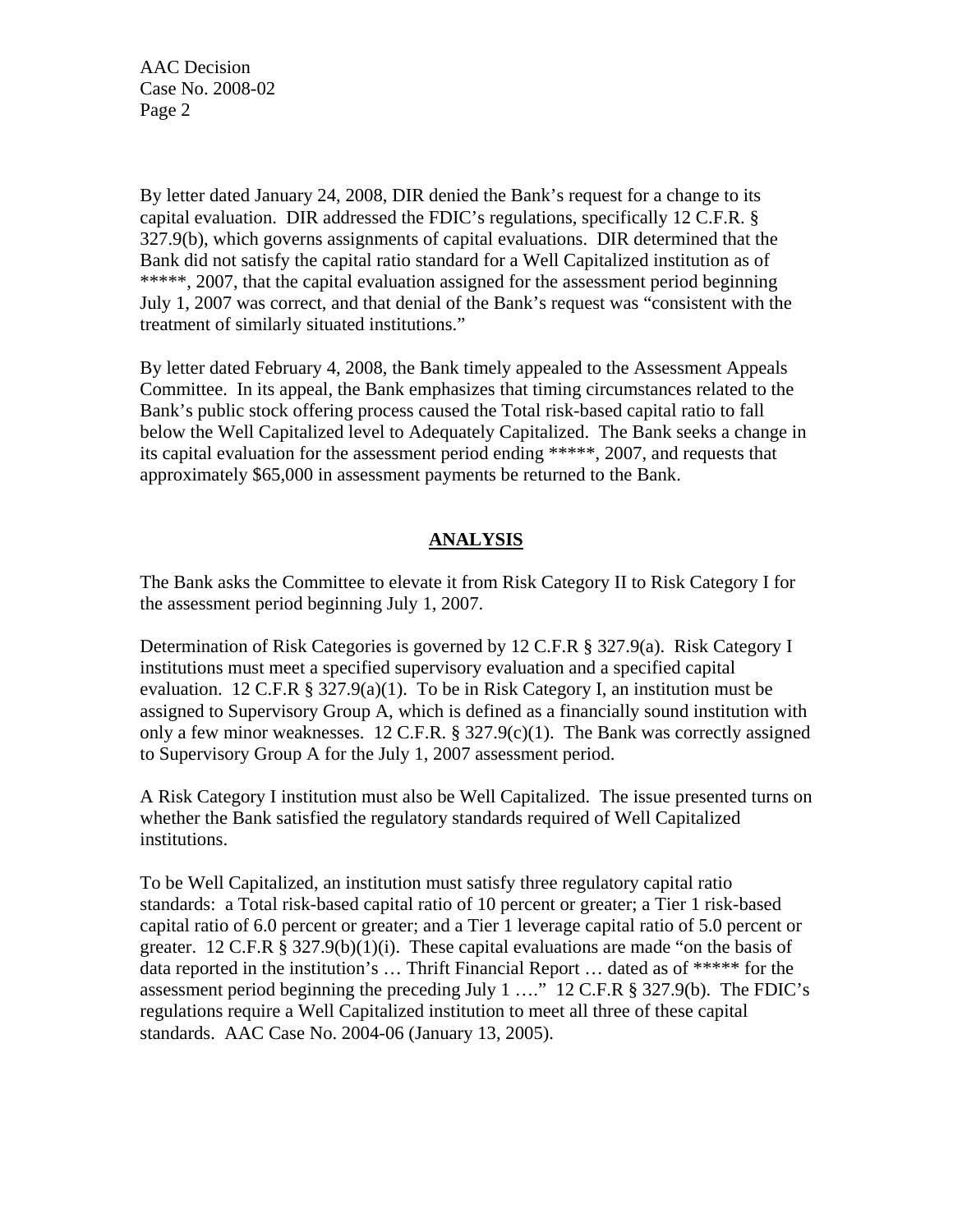By letter dated January 24, 2008, DIR denied the Bank's request for a change to its capital evaluation. DIR addressed the FDIC's regulations, specifically 12 C.F.R. § 327.9(b), which governs assignments of capital evaluations. DIR determined that the Bank did not satisfy the capital ratio standard for a Well Capitalized institution as of *****, 2007, that the capital evaluation assigned for the assessment period beginning July 1, 2007 was correct, and that denial of the Bank's request was "consistent with the treatment of similarly situated institutions."

By letter dated February 4, 2008, the Bank timely appealed to the Assessment Appeals Committee. In its appeal, the Bank emphasizes that timing circumstances related to the Bank's public stock offering process caused the Total risk-based capital ratio to fall below the Well Capitalized level to Adequately Capitalized. The Bank seeks a change in its capital evaluation for the assessment period ending *****, 2007, and requests that approximately $65,000 in assessment payments be returned to the Bank.

## ANALYSIS

The Bank asks the Committee to elevate it from Risk Category II to Risk Category I for the assessment period beginning July 1, 2007.

Determination of Risk Categories is governed by 12 C.F.R § 327.9(a). Risk Category I institutions must meet a specified supervisory evaluation and a specified capital evaluation. 12 C.F.R § 327.9(a)(1). To be in Risk Category I, an institution must be assigned to Supervisory Group A, which is defined as a financially sound institution with only a few minor weaknesses. 12 C.F.R. § 327.9(c)(1). The Bank was correctly assigned to Supervisory Group A for the July 1, 2007 assessment period.

A Risk Category I institution must also be Well Capitalized. The issue presented turns on whether the Bank satisfied the regulatory standards required of Well Capitalized institutions.

To be Well Capitalized, an institution must satisfy three regulatory capital ratio standards: a Total risk-based capital ratio of 10 percent or greater; a Tier 1 risk-based capital ratio of 6.0 percent or greater; and a Tier 1 leverage capital ratio of 5.0 percent or greater. 12 C.F.R § 327.9(b)(1)(i). These capital evaluations are made "on the basis of data reported in the institution's … Thrift Financial Report … dated as of ***** for the assessment period beginning the preceding July 1 …." 12 C.F.R § 327.9(b). The FDIC's regulations require a Well Capitalized institution to meet all three of these capital standards. AAC Case No. 2004-06 (January 13, 2005).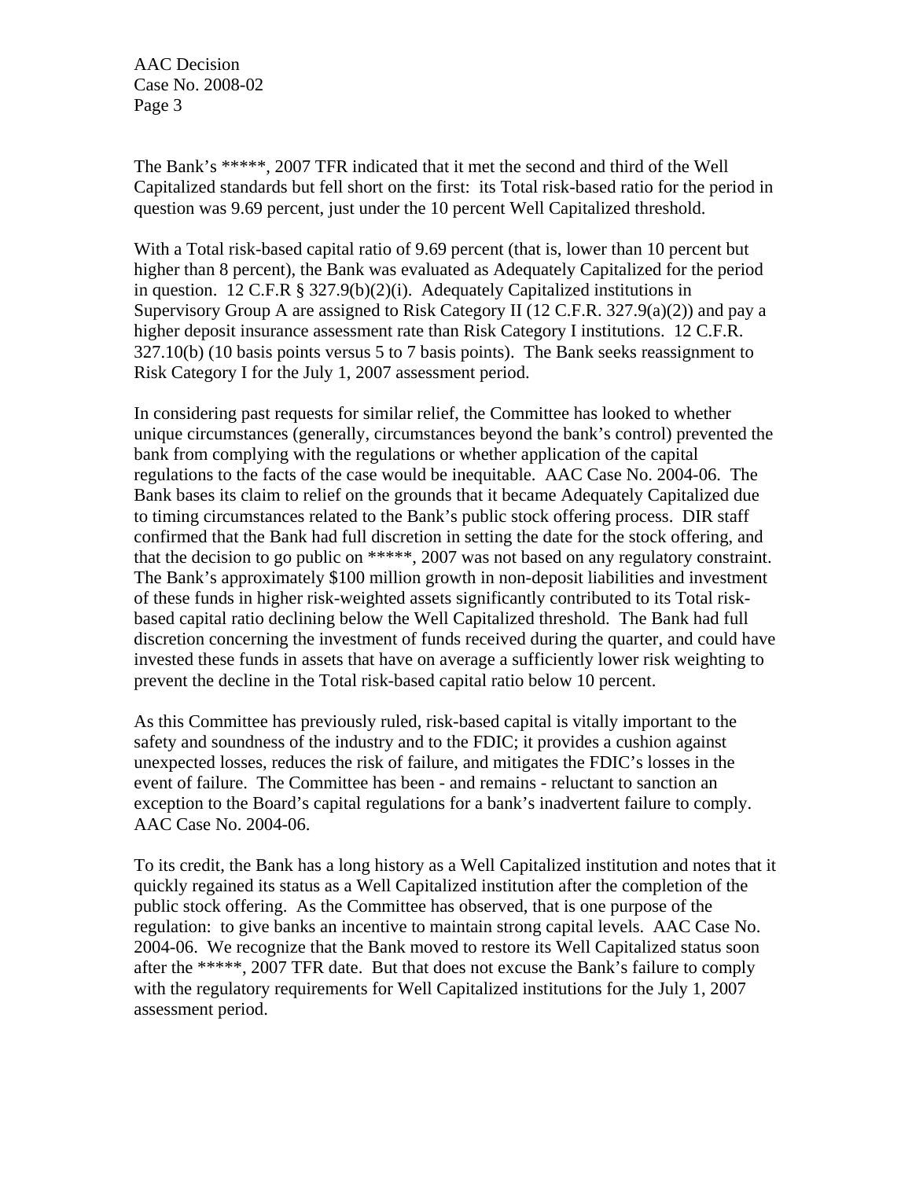The Bank's *****, 2007 TFR indicated that it met the second and third of the Well Capitalized standards but fell short on the first: its Total risk-based ratio for the period in question was 9.69 percent, just under the 10 percent Well Capitalized threshold.

With a Total risk-based capital ratio of 9.69 percent (that is, lower than 10 percent but higher than 8 percent), the Bank was evaluated as Adequately Capitalized for the period in question. 12 C.F.R § 327.9(b)(2)(i). Adequately Capitalized institutions in Supervisory Group A are assigned to Risk Category II (12 C.F.R. 327.9(a)(2)) and pay a higher deposit insurance assessment rate than Risk Category I institutions. 12 C.F.R. 327.10(b) (10 basis points versus 5 to 7 basis points). The Bank seeks reassignment to Risk Category I for the July 1, 2007 assessment period.

In considering past requests for similar relief, the Committee has looked to whether unique circumstances (generally, circumstances beyond the bank's control) prevented the bank from complying with the regulations or whether application of the capital regulations to the facts of the case would be inequitable. AAC Case No. 2004-06. The Bank bases its claim to relief on the grounds that it became Adequately Capitalized due to timing circumstances related to the Bank's public stock offering process. DIR staff confirmed that the Bank had full discretion in setting the date for the stock offering, and that the decision to go public on *****, 2007 was not based on any regulatory constraint. The Bank's approximately $100 million growth in non-deposit liabilities and investment of these funds in higher risk-weighted assets significantly contributed to its Total risk-based capital ratio declining below the Well Capitalized threshold. The Bank had full discretion concerning the investment of funds received during the quarter, and could have invested these funds in assets that have on average a sufficiently lower risk weighting to prevent the decline in the Total risk-based capital ratio below 10 percent.

As this Committee has previously ruled, risk-based capital is vitally important to the safety and soundness of the industry and to the FDIC; it provides a cushion against unexpected losses, reduces the risk of failure, and mitigates the FDIC's losses in the event of failure. The Committee has been - and remains - reluctant to sanction an exception to the Board's capital regulations for a bank's inadvertent failure to comply. AAC Case No. 2004-06.

To its credit, the Bank has a long history as a Well Capitalized institution and notes that it quickly regained its status as a Well Capitalized institution after the completion of the public stock offering. As the Committee has observed, that is one purpose of the regulation: to give banks an incentive to maintain strong capital levels. AAC Case No. 2004-06. We recognize that the Bank moved to restore its Well Capitalized status soon after the *****, 2007 TFR date. But that does not excuse the Bank's failure to comply with the regulatory requirements for Well Capitalized institutions for the July 1, 2007 assessment period.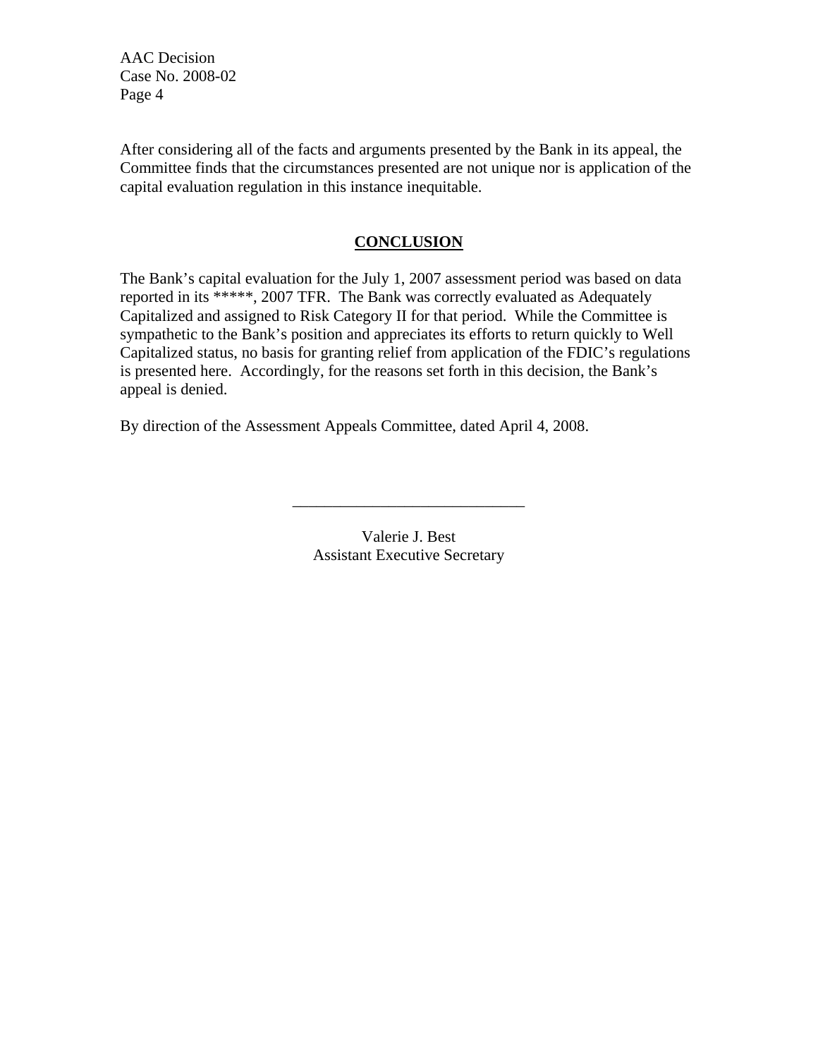After considering all of the facts and arguments presented by the Bank in its appeal, the Committee finds that the circumstances presented are not unique nor is application of the capital evaluation regulation in this instance inequitable.

## CONCLUSION

The Bank's capital evaluation for the July 1, 2007 assessment period was based on data reported in its *****, 2007 TFR. The Bank was correctly evaluated as Adequately Capitalized and assigned to Risk Category II for that period. While the Committee is sympathetic to the Bank's position and appreciates its efforts to return quickly to Well Capitalized status, no basis for granting relief from application of the FDIC's regulations is presented here. Accordingly, for the reasons set forth in this decision, the Bank's appeal is denied.

By direction of the Assessment Appeals Committee, dated April 4, 2008.

\_\_\_\_\_\_\_\_\_\_\_\_\_\_\_\_\_\_\_\_\_\_\_\_\_\_\_\_\_\_

Valerie J. Best
Assistant Executive Secretary